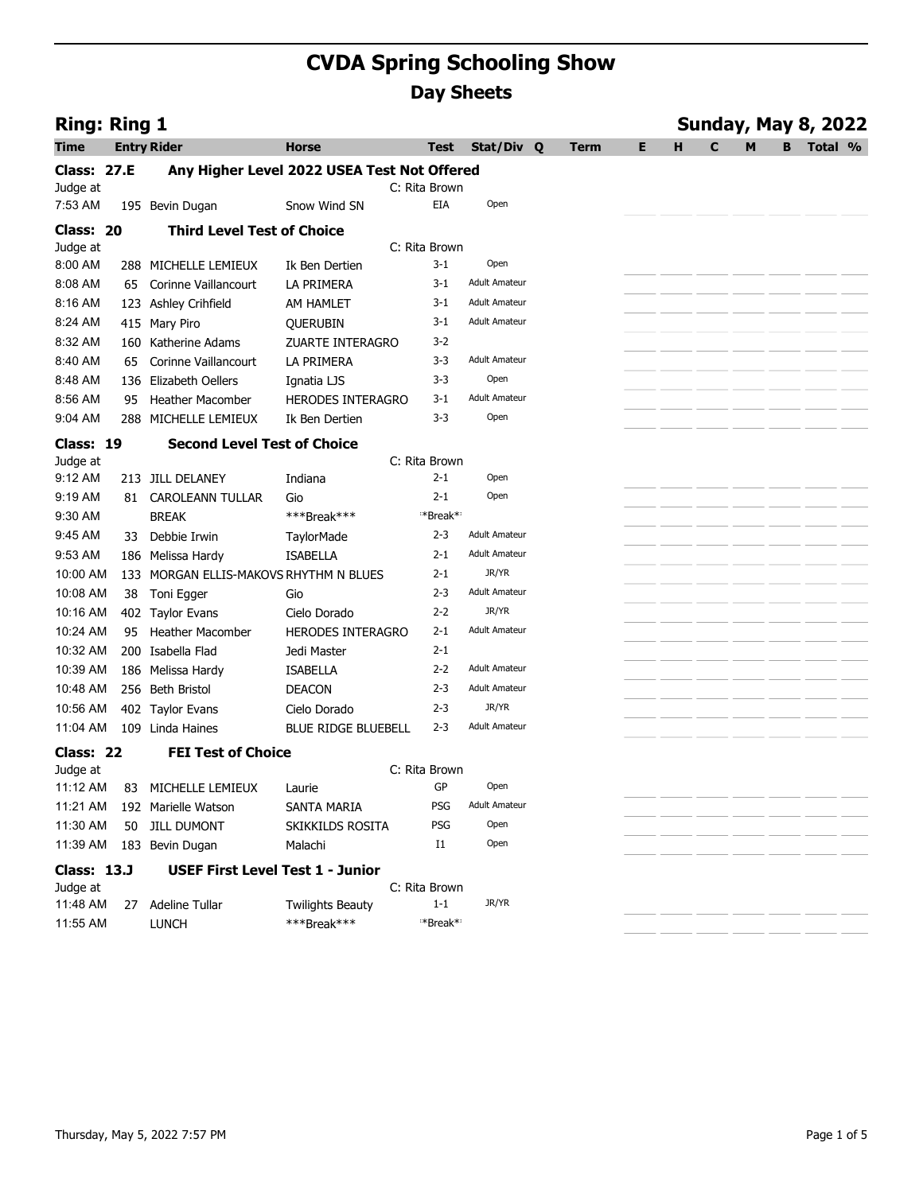# CVDA Spring Schooling Show

## Day Sheets

**Ring: Ring 1** — **Sunday, May 8, 2022**

| Time | Entry | Rider | Horse | Test | Stat/Div | Q | Term | E | H | C | M | B | Total | % |
|---|---|---|---|---|---|---|---|---|---|---|---|---|---|---|
| **Class: 27.E** | | **Any Higher Level 2022 USEA Test Not Offered** | | | | | | | | | | | | |
| Judge at | | | | C: Rita Brown | | | | | | | | | | |
| 7:53 AM | 195 | Bevin Dugan | Snow Wind SN | EIA | Open | | | | | | | | | |
| **Class: 20** | | **Third Level Test of Choice** | | | | | | | | | | | | |
| Judge at | | | | C: Rita Brown | | | | | | | | | | |
| 8:00 AM | 288 | MICHELLE LEMIEUX | Ik Ben Dertien | 3-1 | Open | | | | | | | | | |
| 8:08 AM | 65 | Corinne Vaillancourt | LA PRIMERA | 3-1 | Adult Amateur | | | | | | | | | |
| 8:16 AM | 123 | Ashley Crihfield | AM HAMLET | 3-1 | Adult Amateur | | | | | | | | | |
| 8:24 AM | 415 | Mary Piro | QUERUBIN | 3-1 | Adult Amateur | | | | | | | | | |
| 8:32 AM | 160 | Katherine Adams | ZUARTE INTERAGRO | 3-2 | | | | | | | | | | |
| 8:40 AM | 65 | Corinne Vaillancourt | LA PRIMERA | 3-3 | Adult Amateur | | | | | | | | | |
| 8:48 AM | 136 | Elizabeth Oellers | Ignatia LJS | 3-3 | Open | | | | | | | | | |
| 8:56 AM | 95 | Heather Macomber | HERODES INTERAGRO | 3-1 | Adult Amateur | | | | | | | | | |
| 9:04 AM | 288 | MICHELLE LEMIEUX | Ik Ben Dertien | 3-3 | Open | | | | | | | | | |
| **Class: 19** | | **Second Level Test of Choice** | | | | | | | | | | | | |
| Judge at | | | | C: Rita Brown | | | | | | | | | | |
| 9:12 AM | 213 | JILL DELANEY | Indiana | 2-1 | Open | | | | | | | | | |
| 9:19 AM | 81 | CAROLEANN TULLAR | Gio | 2-1 | Open | | | | | | | | | |
| 9:30 AM | | BREAK | ***Break*** | **Break** | | | | | | | | | | |
| 9:45 AM | 33 | Debbie Irwin | TaylorMade | 2-3 | Adult Amateur | | | | | | | | | |
| 9:53 AM | 186 | Melissa Hardy | ISABELLA | 2-1 | Adult Amateur | | | | | | | | | |
| 10:00 AM | 133 | MORGAN ELLIS-MAKOVS | RHYTHM N BLUES | 2-1 | JR/YR | | | | | | | | | |
| 10:08 AM | 38 | Toni Egger | Gio | 2-3 | Adult Amateur | | | | | | | | | |
| 10:16 AM | 402 | Taylor Evans | Cielo Dorado | 2-2 | JR/YR | | | | | | | | | |
| 10:24 AM | 95 | Heather Macomber | HERODES INTERAGRO | 2-1 | Adult Amateur | | | | | | | | | |
| 10:32 AM | 200 | Isabella Flad | Jedi Master | 2-1 | | | | | | | | | | |
| 10:39 AM | 186 | Melissa Hardy | ISABELLA | 2-2 | Adult Amateur | | | | | | | | | |
| 10:48 AM | 256 | Beth Bristol | DEACON | 2-3 | Adult Amateur | | | | | | | | | |
| 10:56 AM | 402 | Taylor Evans | Cielo Dorado | 2-3 | JR/YR | | | | | | | | | |
| 11:04 AM | 109 | Linda Haines | BLUE RIDGE BLUEBELL | 2-3 | Adult Amateur | | | | | | | | | |
| **Class: 22** | | **FEI Test of Choice** | | | | | | | | | | | | |
| Judge at | | | | C: Rita Brown | | | | | | | | | | |
| 11:12 AM | 83 | MICHELLE LEMIEUX | Laurie | GP | Open | | | | | | | | | |
| 11:21 AM | 192 | Marielle Watson | SANTA MARIA | PSG | Adult Amateur | | | | | | | | | |
| 11:30 AM | 50 | JILL DUMONT | SKIKKILDS ROSITA | PSG | Open | | | | | | | | | |
| 11:39 AM | 183 | Bevin Dugan | Malachi | I1 | Open | | | | | | | | | |
| **Class: 13.J** | | **USEF First Level Test 1 - Junior** | | | | | | | | | | | | |
| Judge at | | | | C: Rita Brown | | | | | | | | | | |
| 11:48 AM | 27 | Adeline Tullar | Twilights Beauty | 1-1 | JR/YR | | | | | | | | | |
| 11:55 AM | | LUNCH | ***Break*** | **Break** | | | | | | | | | | |

Thursday, May 5, 2022 7:57 PM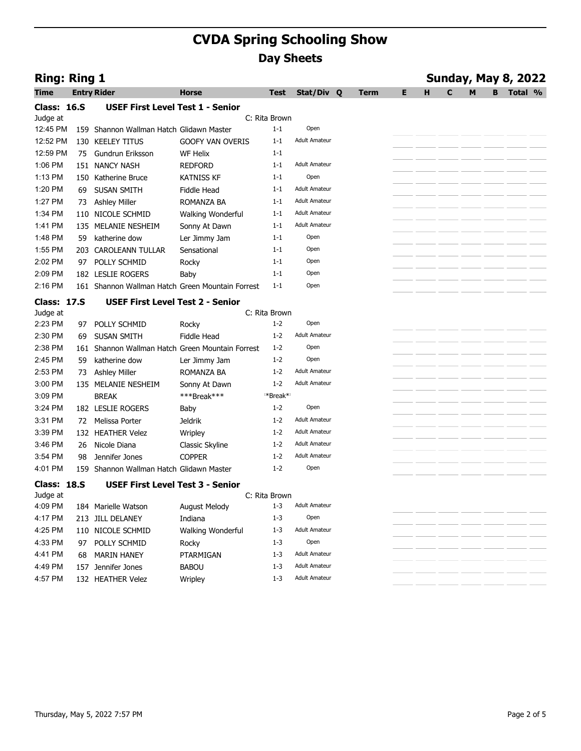# CVDA Spring Schooling Show

## Day Sheets

### Ring: Ring 1 — Sunday, May 8, 2022

| Time | Entry | Rider | Horse | Test | Stat/Div | Q | Term | E | H | C | M | B | Total | % |
|---|---|---|---|---|---|---|---|---|---|---|---|---|---|---|
| **Class: 16.S** | | **USEF First Level Test 1 - Senior** | | | | | | | | | | | | |
| Judge at | | | | C: Rita Brown | | | | | | | | | | |
| 12:45 PM | 159 | Shannon Wallman Hatch | Glidawn Master | 1-1 | Open | | | | | | | | | |
| 12:52 PM | 130 | KEELEY TITUS | GOOFY VAN OVERIS | 1-1 | Adult Amateur | | | | | | | | | |
| 12:59 PM | 75 | Gundrun Eriksson | WF Helix | 1-1 | | | | | | | | | | |
| 1:06 PM | 151 | NANCY NASH | REDFORD | 1-1 | Adult Amateur | | | | | | | | | |
| 1:13 PM | 150 | Katherine Bruce | KATNISS KF | 1-1 | Open | | | | | | | | | |
| 1:20 PM | 69 | SUSAN SMITH | Fiddle Head | 1-1 | Adult Amateur | | | | | | | | | |
| 1:27 PM | 73 | Ashley Miller | ROMANZA BA | 1-1 | Adult Amateur | | | | | | | | | |
| 1:34 PM | 110 | NICOLE SCHMID | Walking Wonderful | 1-1 | Adult Amateur | | | | | | | | | |
| 1:41 PM | 135 | MELANIE NESHEIM | Sonny At Dawn | 1-1 | Adult Amateur | | | | | | | | | |
| 1:48 PM | 59 | katherine dow | Ler Jimmy Jam | 1-1 | Open | | | | | | | | | |
| 1:55 PM | 203 | CAROLEANN TULLAR | Sensational | 1-1 | Open | | | | | | | | | |
| 2:02 PM | 97 | POLLY SCHMID | Rocky | 1-1 | Open | | | | | | | | | |
| 2:09 PM | 182 | LESLIE ROGERS | Baby | 1-1 | Open | | | | | | | | | |
| 2:16 PM | 161 | Shannon Wallman Hatch | Green Mountain Forrest | 1-1 | Open | | | | | | | | | |
| **Class: 17.S** | | **USEF First Level Test 2 - Senior** | | | | | | | | | | | | |
| Judge at | | | | C: Rita Brown | | | | | | | | | | |
| 2:23 PM | 97 | POLLY SCHMID | Rocky | 1-2 | Open | | | | | | | | | |
| 2:30 PM | 69 | SUSAN SMITH | Fiddle Head | 1-2 | Adult Amateur | | | | | | | | | |
| 2:38 PM | 161 | Shannon Wallman Hatch | Green Mountain Forrest | 1-2 | Open | | | | | | | | | |
| 2:45 PM | 59 | katherine dow | Ler Jimmy Jam | 1-2 | Open | | | | | | | | | |
| 2:53 PM | 73 | Ashley Miller | ROMANZA BA | 1-2 | Adult Amateur | | | | | | | | | |
| 3:00 PM | 135 | MELANIE NESHEIM | Sonny At Dawn | 1-2 | Adult Amateur | | | | | | | | | |
| 3:09 PM | | BREAK | ***Break*** | **Break** | | | | | | | | | | |
| 3:24 PM | 182 | LESLIE ROGERS | Baby | 1-2 | Open | | | | | | | | | |
| 3:31 PM | 72 | Melissa Porter | Jeldrik | 1-2 | Adult Amateur | | | | | | | | | |
| 3:39 PM | 132 | HEATHER Velez | Wripley | 1-2 | Adult Amateur | | | | | | | | | |
| 3:46 PM | 26 | Nicole Diana | Classic Skyline | 1-2 | Adult Amateur | | | | | | | | | |
| 3:54 PM | 98 | Jennifer Jones | COPPER | 1-2 | Adult Amateur | | | | | | | | | |
| 4:01 PM | 159 | Shannon Wallman Hatch | Glidawn Master | 1-2 | Open | | | | | | | | | |
| **Class: 18.S** | | **USEF First Level Test 3 - Senior** | | | | | | | | | | | | |
| Judge at | | | | C: Rita Brown | | | | | | | | | | |
| 4:09 PM | 184 | Marielle Watson | August Melody | 1-3 | Adult Amateur | | | | | | | | | |
| 4:17 PM | 213 | JILL DELANEY | Indiana | 1-3 | Open | | | | | | | | | |
| 4:25 PM | 110 | NICOLE SCHMID | Walking Wonderful | 1-3 | Adult Amateur | | | | | | | | | |
| 4:33 PM | 97 | POLLY SCHMID | Rocky | 1-3 | Open | | | | | | | | | |
| 4:41 PM | 68 | MARIN HANEY | PTARMIGAN | 1-3 | Adult Amateur | | | | | | | | | |
| 4:49 PM | 157 | Jennifer Jones | BABOU | 1-3 | Adult Amateur | | | | | | | | | |
| 4:57 PM | 132 | HEATHER Velez | Wripley | 1-3 | Adult Amateur | | | | | | | | | |

Thursday, May 5, 2022 7:57 PM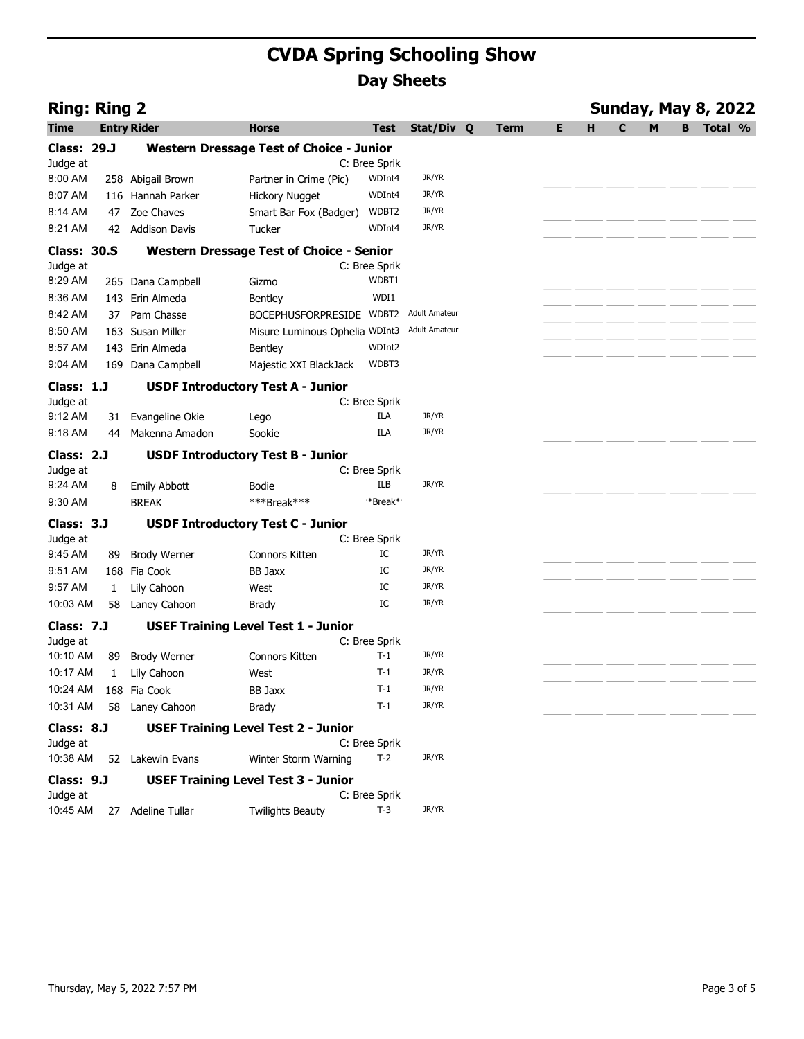# CVDA Spring Schooling Show

## Day Sheets

**Ring: Ring 2** — **Sunday, May 8, 2022**

| Time | Entry | Rider | Horse | Test | Stat/Div | Q | Term | E | H | C | M | B | Total | % |
|---|---|---|---|---|---|---|---|---|---|---|---|---|---|---|
| **Class: 29.J** | | **Western Dressage Test of Choice - Junior** | | | | | | | | | | | | |
| Judge at | | | | C: Bree Sprik | | | | | | | | | | |
| 8:00 AM | 258 | Abigail Brown | Partner in Crime (Pic) | WDInt4 | JR/YR | | | | | | | | | |
| 8:07 AM | 116 | Hannah Parker | Hickory Nugget | WDInt4 | JR/YR | | | | | | | | | |
| 8:14 AM | 47 | Zoe Chaves | Smart Bar Fox (Badger) | WDBT2 | JR/YR | | | | | | | | | |
| 8:21 AM | 42 | Addison Davis | Tucker | WDInt4 | JR/YR | | | | | | | | | |
| **Class: 30.S** | | **Western Dressage Test of Choice - Senior** | | | | | | | | | | | | |
| Judge at | | | | C: Bree Sprik | | | | | | | | | | |
| 8:29 AM | 265 | Dana Campbell | Gizmo | WDBT1 | | | | | | | | | | |
| 8:36 AM | 143 | Erin Almeda | Bentley | WDI1 | | | | | | | | | | |
| 8:42 AM | 37 | Pam Chasse | BOCEPHUSFORPRESIDE | WDBT2 | Adult Amateur | | | | | | | | | |
| 8:50 AM | 163 | Susan Miller | Misure Luminous Ophelia | WDInt3 | Adult Amateur | | | | | | | | | |
| 8:57 AM | 143 | Erin Almeda | Bentley | WDInt2 | | | | | | | | | | |
| 9:04 AM | 169 | Dana Campbell | Majestic XXI BlackJack | WDBT3 | | | | | | | | | | |
| **Class: 1.J** | | **USDF Introductory Test A - Junior** | | | | | | | | | | | | |
| Judge at | | | | C: Bree Sprik | | | | | | | | | | |
| 9:12 AM | 31 | Evangeline Okie | Lego | ILA | JR/YR | | | | | | | | | |
| 9:18 AM | 44 | Makenna Amadon | Sookie | ILA | JR/YR | | | | | | | | | |
| **Class: 2.J** | | **USDF Introductory Test B - Junior** | | | | | | | | | | | | |
| Judge at | | | | C: Bree Sprik | | | | | | | | | | |
| 9:24 AM | 8 | Emily Abbott | Bodie | ILB | JR/YR | | | | | | | | | |
| 9:30 AM | | BREAK | ***Break*** | **Break** | | | | | | | | | | |
| **Class: 3.J** | | **USDF Introductory Test C - Junior** | | | | | | | | | | | | |
| Judge at | | | | C: Bree Sprik | | | | | | | | | | |
| 9:45 AM | 89 | Brody Werner | Connors Kitten | IC | JR/YR | | | | | | | | | |
| 9:51 AM | 168 | Fia Cook | BB Jaxx | IC | JR/YR | | | | | | | | | |
| 9:57 AM | 1 | Lily Cahoon | West | IC | JR/YR | | | | | | | | | |
| 10:03 AM | 58 | Laney Cahoon | Brady | IC | JR/YR | | | | | | | | | |
| **Class: 7.J** | | **USEF Training Level Test 1 - Junior** | | | | | | | | | | | | |
| Judge at | | | | C: Bree Sprik | | | | | | | | | | |
| 10:10 AM | 89 | Brody Werner | Connors Kitten | T-1 | JR/YR | | | | | | | | | |
| 10:17 AM | 1 | Lily Cahoon | West | T-1 | JR/YR | | | | | | | | | |
| 10:24 AM | 168 | Fia Cook | BB Jaxx | T-1 | JR/YR | | | | | | | | | |
| 10:31 AM | 58 | Laney Cahoon | Brady | T-1 | JR/YR | | | | | | | | | |
| **Class: 8.J** | | **USEF Training Level Test 2 - Junior** | | | | | | | | | | | | |
| Judge at | | | | C: Bree Sprik | | | | | | | | | | |
| 10:38 AM | 52 | Lakewin Evans | Winter Storm Warning | T-2 | JR/YR | | | | | | | | | |
| **Class: 9.J** | | **USEF Training Level Test 3 - Junior** | | | | | | | | | | | | |
| Judge at | | | | C: Bree Sprik | | | | | | | | | | |
| 10:45 AM | 27 | Adeline Tullar | Twilights Beauty | T-3 | JR/YR | | | | | | | | | |

Thursday, May 5, 2022 7:57 PM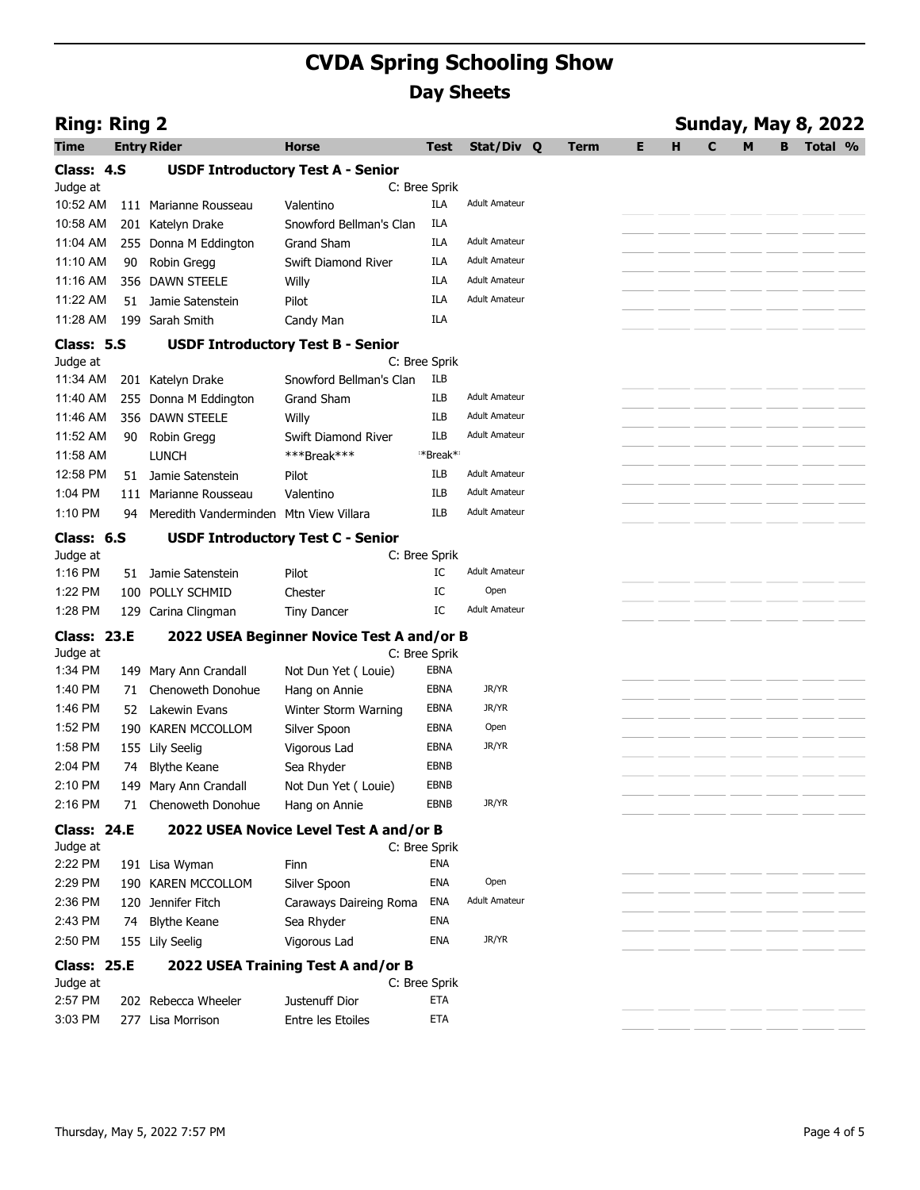# CVDA Spring Schooling Show

## Day Sheets

### Ring: Ring 2

**Sunday, May 8, 2022**

| Time | Entry | Rider | Horse | Test | Stat/Div | Q | Term | E | H | C | M | B | Total | % |
|---|---|---|---|---|---|---|---|---|---|---|---|---|---|---|
| **Class: 4.S** | | **USDF Introductory Test A - Senior** | | | | | | | | | | | | |
| Judge at | | | | C: Bree Sprik | | | | | | | | | | |
| 10:52 AM | 111 | Marianne Rousseau | Valentino | ILA | Adult Amateur | | | | | | | | | |
| 10:58 AM | 201 | Katelyn Drake | Snowford Bellman's Clan | ILA | | | | | | | | | | |
| 11:04 AM | 255 | Donna M Eddington | Grand Sham | ILA | Adult Amateur | | | | | | | | | |
| 11:10 AM | 90 | Robin Gregg | Swift Diamond River | ILA | Adult Amateur | | | | | | | | | |
| 11:16 AM | 356 | DAWN STEELE | Willy | ILA | Adult Amateur | | | | | | | | | |
| 11:22 AM | 51 | Jamie Satenstein | Pilot | ILA | Adult Amateur | | | | | | | | | |
| 11:28 AM | 199 | Sarah Smith | Candy Man | ILA | | | | | | | | | | |
| **Class: 5.S** | | **USDF Introductory Test B - Senior** | | | | | | | | | | | | |
| Judge at | | | | C: Bree Sprik | | | | | | | | | | |
| 11:34 AM | 201 | Katelyn Drake | Snowford Bellman's Clan | ILB | | | | | | | | | | |
| 11:40 AM | 255 | Donna M Eddington | Grand Sham | ILB | Adult Amateur | | | | | | | | | |
| 11:46 AM | 356 | DAWN STEELE | Willy | ILB | Adult Amateur | | | | | | | | | |
| 11:52 AM | 90 | Robin Gregg | Swift Diamond River | ILB | Adult Amateur | | | | | | | | | |
| 11:58 AM | | LUNCH | ***Break*** | ***Break*** | | | | | | | | | | |
| 12:58 PM | 51 | Jamie Satenstein | Pilot | ILB | Adult Amateur | | | | | | | | | |
| 1:04 PM | 111 | Marianne Rousseau | Valentino | ILB | Adult Amateur | | | | | | | | | |
| 1:10 PM | 94 | Meredith Vanderminden | Mtn View Villara | ILB | Adult Amateur | | | | | | | | | |
| **Class: 6.S** | | **USDF Introductory Test C - Senior** | | | | | | | | | | | | |
| Judge at | | | | C: Bree Sprik | | | | | | | | | | |
| 1:16 PM | 51 | Jamie Satenstein | Pilot | IC | Adult Amateur | | | | | | | | | |
| 1:22 PM | 100 | POLLY SCHMID | Chester | IC | Open | | | | | | | | | |
| 1:28 PM | 129 | Carina Clingman | Tiny Dancer | IC | Adult Amateur | | | | | | | | | |
| **Class: 23.E** | | **2022 USEA Beginner Novice Test A and/or B** | | | | | | | | | | | | |
| Judge at | | | | C: Bree Sprik | | | | | | | | | | |
| 1:34 PM | 149 | Mary Ann Crandall | Not Dun Yet ( Louie) | EBNA | | | | | | | | | | |
| 1:40 PM | 71 | Chenoweth Donohue | Hang on Annie | EBNA | JR/YR | | | | | | | | | |
| 1:46 PM | 52 | Lakewin Evans | Winter Storm Warning | EBNA | JR/YR | | | | | | | | | |
| 1:52 PM | 190 | KAREN MCCOLLOM | Silver Spoon | EBNA | Open | | | | | | | | | |
| 1:58 PM | 155 | Lily Seelig | Vigorous Lad | EBNA | JR/YR | | | | | | | | | |
| 2:04 PM | 74 | Blythe Keane | Sea Rhyder | EBNB | | | | | | | | | | |
| 2:10 PM | 149 | Mary Ann Crandall | Not Dun Yet ( Louie) | EBNB | | | | | | | | | | |
| 2:16 PM | 71 | Chenoweth Donohue | Hang on Annie | EBNB | JR/YR | | | | | | | | | |
| **Class: 24.E** | | **2022 USEA Novice Level Test A and/or B** | | | | | | | | | | | | |
| Judge at | | | | C: Bree Sprik | | | | | | | | | | |
| 2:22 PM | 191 | Lisa Wyman | Finn | ENA | | | | | | | | | | |
| 2:29 PM | 190 | KAREN MCCOLLOM | Silver Spoon | ENA | Open | | | | | | | | | |
| 2:36 PM | 120 | Jennifer Fitch | Caraways Daireing Roma | ENA | Adult Amateur | | | | | | | | | |
| 2:43 PM | 74 | Blythe Keane | Sea Rhyder | ENA | | | | | | | | | | |
| 2:50 PM | 155 | Lily Seelig | Vigorous Lad | ENA | JR/YR | | | | | | | | | |
| **Class: 25.E** | | **2022 USEA Training Test A and/or B** | | | | | | | | | | | | |
| Judge at | | | | C: Bree Sprik | | | | | | | | | | |
| 2:57 PM | 202 | Rebecca Wheeler | Justenuff Dior | ETA | | | | | | | | | | |
| 3:03 PM | 277 | Lisa Morrison | Entre les Etoiles | ETA | | | | | | | | | | |

Thursday, May 5, 2022 7:57 PM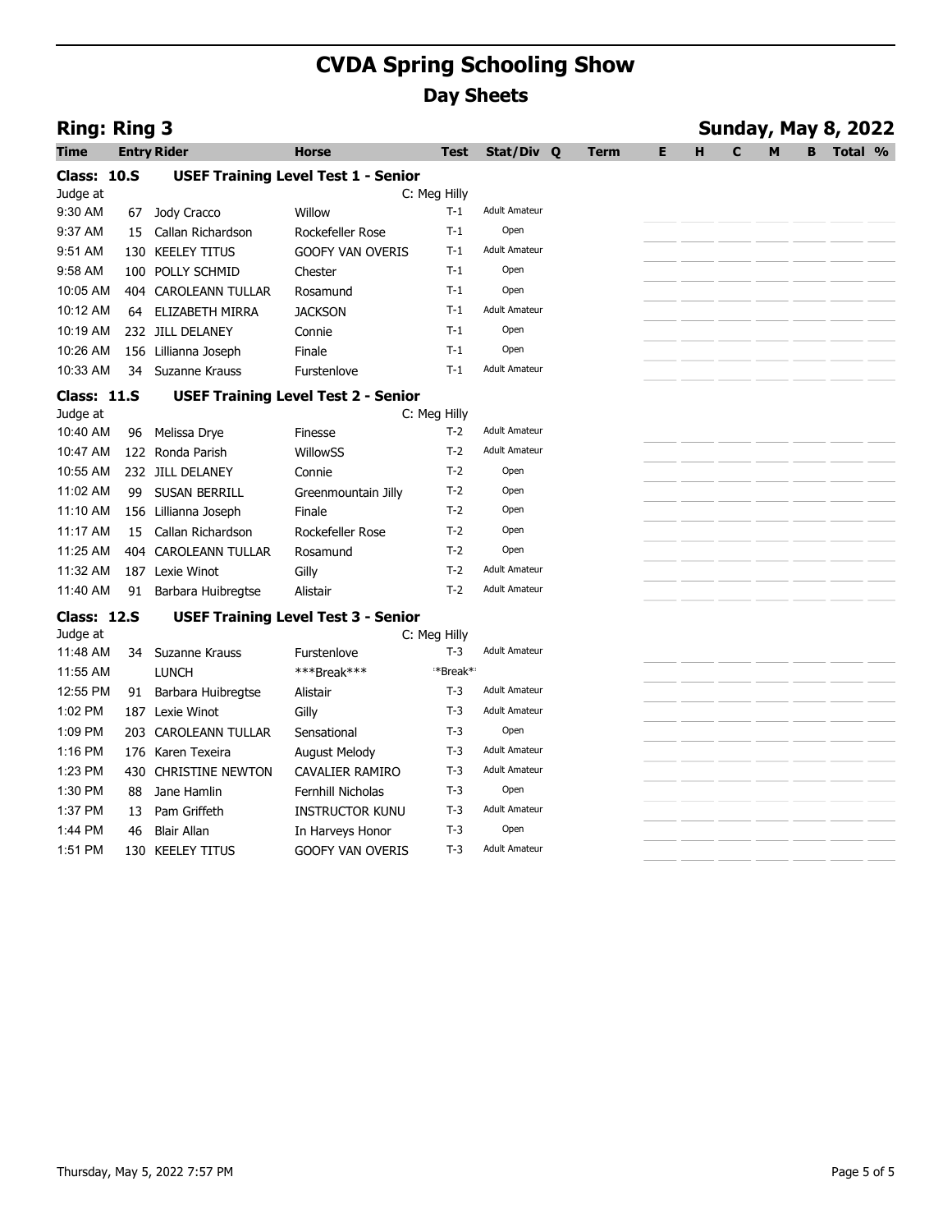# CVDA Spring Schooling Show

## Day Sheets

### Ring: Ring 3

### Sunday, May 8, 2022

| Time | Entry | Rider | Horse | Test | Stat/Div | Q | Term | E | H | C | M | B | Total | % |
|---|---|---|---|---|---|---|---|---|---|---|---|---|---|---|
| **Class: 10.S** | | **USEF Training Level Test 1 - Senior** | | | | | | | | | | | | |
| Judge at | | | | C: Meg Hilly | | | | | | | | | | |
| 9:30 AM | 67 | Jody Cracco | Willow | T-1 | Adult Amateur | | | | | | | | | |
| 9:37 AM | 15 | Callan Richardson | Rockefeller Rose | T-1 | Open | | | | | | | | | |
| 9:51 AM | 130 | KEELEY TITUS | GOOFY VAN OVERIS | T-1 | Adult Amateur | | | | | | | | | |
| 9:58 AM | 100 | POLLY SCHMID | Chester | T-1 | Open | | | | | | | | | |
| 10:05 AM | 404 | CAROLEANN TULLAR | Rosamund | T-1 | Open | | | | | | | | | |
| 10:12 AM | 64 | ELIZABETH MIRRA | JACKSON | T-1 | Adult Amateur | | | | | | | | | |
| 10:19 AM | 232 | JILL DELANEY | Connie | T-1 | Open | | | | | | | | | |
| 10:26 AM | 156 | Lillianna Joseph | Finale | T-1 | Open | | | | | | | | | |
| 10:33 AM | 34 | Suzanne Krauss | Furstenlove | T-1 | Adult Amateur | | | | | | | | | |
| **Class: 11.S** | | **USEF Training Level Test 2 - Senior** | | | | | | | | | | | | |
| Judge at | | | | C: Meg Hilly | | | | | | | | | | |
| 10:40 AM | 96 | Melissa Drye | Finesse | T-2 | Adult Amateur | | | | | | | | | |
| 10:47 AM | 122 | Ronda Parish | WillowSS | T-2 | Adult Amateur | | | | | | | | | |
| 10:55 AM | 232 | JILL DELANEY | Connie | T-2 | Open | | | | | | | | | |
| 11:02 AM | 99 | SUSAN BERRILL | Greenmountain Jilly | T-2 | Open | | | | | | | | | |
| 11:10 AM | 156 | Lillianna Joseph | Finale | T-2 | Open | | | | | | | | | |
| 11:17 AM | 15 | Callan Richardson | Rockefeller Rose | T-2 | Open | | | | | | | | | |
| 11:25 AM | 404 | CAROLEANN TULLAR | Rosamund | T-2 | Open | | | | | | | | | |
| 11:32 AM | 187 | Lexie Winot | Gilly | T-2 | Adult Amateur | | | | | | | | | |
| 11:40 AM | 91 | Barbara Huibregtse | Alistair | T-2 | Adult Amateur | | | | | | | | | |
| **Class: 12.S** | | **USEF Training Level Test 3 - Senior** | | | | | | | | | | | | |
| Judge at | | | | C: Meg Hilly | | | | | | | | | | |
| 11:48 AM | 34 | Suzanne Krauss | Furstenlove | T-3 | Adult Amateur | | | | | | | | | |
| 11:55 AM | | LUNCH | ***Break*** | *Break* | | | | | | | | | | |
| 12:55 PM | 91 | Barbara Huibregtse | Alistair | T-3 | Adult Amateur | | | | | | | | | |
| 1:02 PM | 187 | Lexie Winot | Gilly | T-3 | Adult Amateur | | | | | | | | | |
| 1:09 PM | 203 | CAROLEANN TULLAR | Sensational | T-3 | Open | | | | | | | | | |
| 1:16 PM | 176 | Karen Texeira | August Melody | T-3 | Adult Amateur | | | | | | | | | |
| 1:23 PM | 430 | CHRISTINE NEWTON | CAVALIER RAMIRO | T-3 | Adult Amateur | | | | | | | | | |
| 1:30 PM | 88 | Jane Hamlin | Fernhill Nicholas | T-3 | Open | | | | | | | | | |
| 1:37 PM | 13 | Pam Griffeth | INSTRUCTOR KUNU | T-3 | Adult Amateur | | | | | | | | | |
| 1:44 PM | 46 | Blair Allan | In Harveys Honor | T-3 | Open | | | | | | | | | |
| 1:51 PM | 130 | KEELEY TITUS | GOOFY VAN OVERIS | T-3 | Adult Amateur | | | | | | | | | |

Thursday, May 5, 2022 7:57 PM